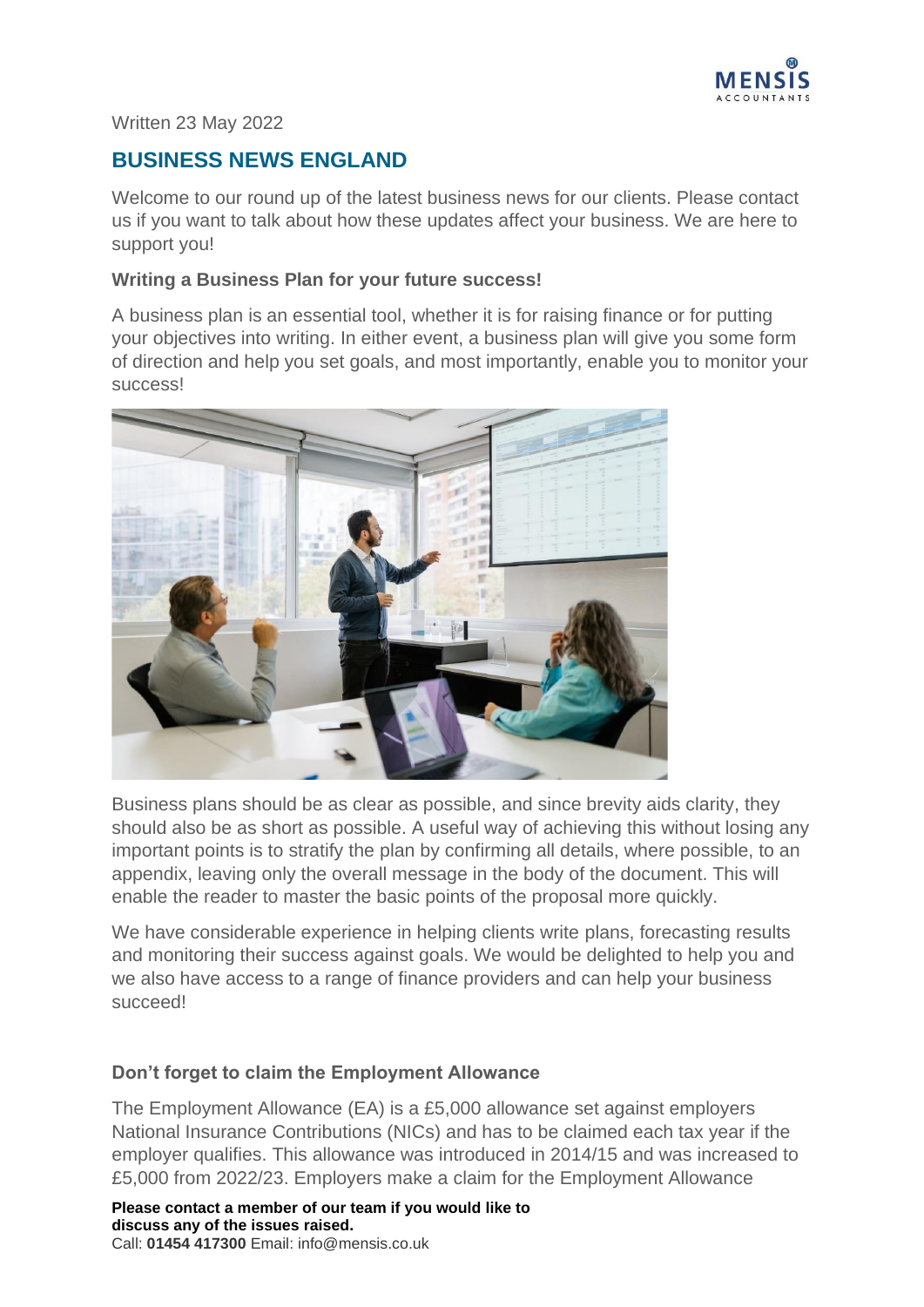Written 23 May 2022

## BUSINESS NEWS ENGLAND

Welcome to our round up of the latest business news for our clients. Please contact us if you want to talk about how these updates affect your business. We are here to support you!

### Writing a Business Plan for your future success!

A business plan is an essential tool, whether it is for raising finance or for putting your objectives into writing. In either event, a business plan will give you some form of direction and help you set goals, and most importantly, enable you to monitor your success!

Business plans should be as clear as possible, and since brevity aids clarity, they should also be as short as possible. A useful way of achieving this without losing any important points is to stratify the plan by confirming all details, where possible, to an appendix, leaving only the overall message in the body of the document. This will enable the reader to master the basic points of the proposal more quickly.

We have considerable experience in helping clients write plans, forecasting results and monitoring their success against goals. We would be delighted to help you and we also have access to a range of finance providers and can help your business succeed!

### Don't forget to claim the Employment Allowance

The Employment Allowance (EA) is a £5,000 allowance set against employers National Insurance Contributions (NICs) and has to be claimed each tax year if the employer qualifies. This allowance was introduced in 2014/15 and was increased to £5,000 from 2022/23. Employers make a claim for the Employment Allowance

**Please contact a member of our team if you would like to discuss any of the issues raised.**
Call: **01454 417300** Email: info@mensis.co.uk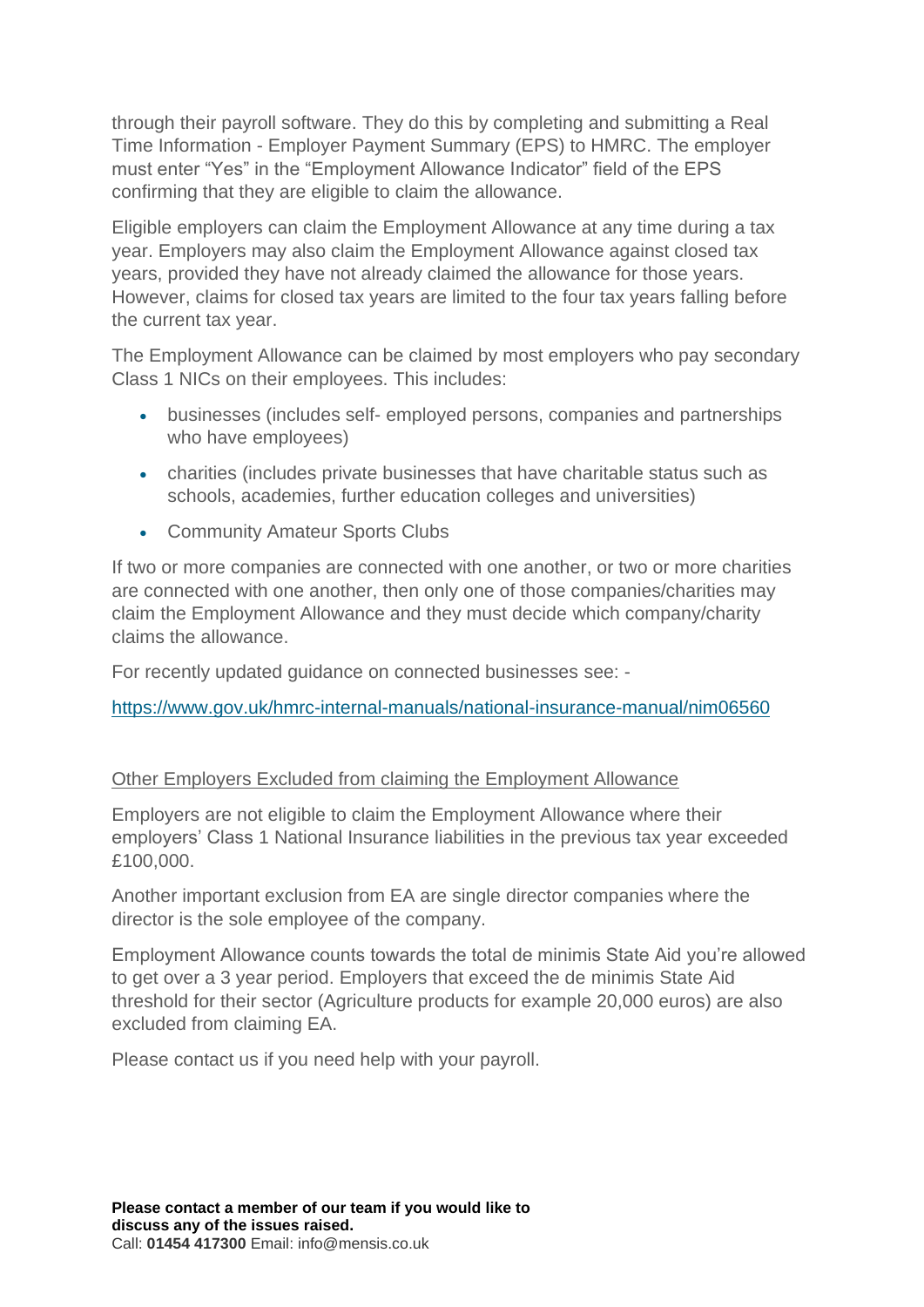through their payroll software. They do this by completing and submitting a Real Time Information - Employer Payment Summary (EPS) to HMRC. The employer must enter “Yes” in the “Employment Allowance Indicator” field of the EPS confirming that they are eligible to claim the allowance.

Eligible employers can claim the Employment Allowance at any time during a tax year. Employers may also claim the Employment Allowance against closed tax years, provided they have not already claimed the allowance for those years. However, claims for closed tax years are limited to the four tax years falling before the current tax year.

The Employment Allowance can be claimed by most employers who pay secondary Class 1 NICs on their employees. This includes:

- businesses (includes self- employed persons, companies and partnerships who have employees)
- charities (includes private businesses that have charitable status such as schools, academies, further education colleges and universities)
- Community Amateur Sports Clubs

If two or more companies are connected with one another, or two or more charities are connected with one another, then only one of those companies/charities may claim the Employment Allowance and they must decide which company/charity claims the allowance.

For recently updated guidance on connected businesses see: -

https://www.gov.uk/hmrc-internal-manuals/national-insurance-manual/nim06560

Other Employers Excluded from claiming the Employment Allowance

Employers are not eligible to claim the Employment Allowance where their employers’ Class 1 National Insurance liabilities in the previous tax year exceeded £100,000.

Another important exclusion from EA are single director companies where the director is the sole employee of the company.

Employment Allowance counts towards the total de minimis State Aid you’re allowed to get over a 3 year period. Employers that exceed the de minimis State Aid threshold for their sector (Agriculture products for example 20,000 euros) are also excluded from claiming EA.

Please contact us if you need help with your payroll.

**Please contact a member of our team if you would like to discuss any of the issues raised.**
Call: **01454 417300** Email: info@mensis.co.uk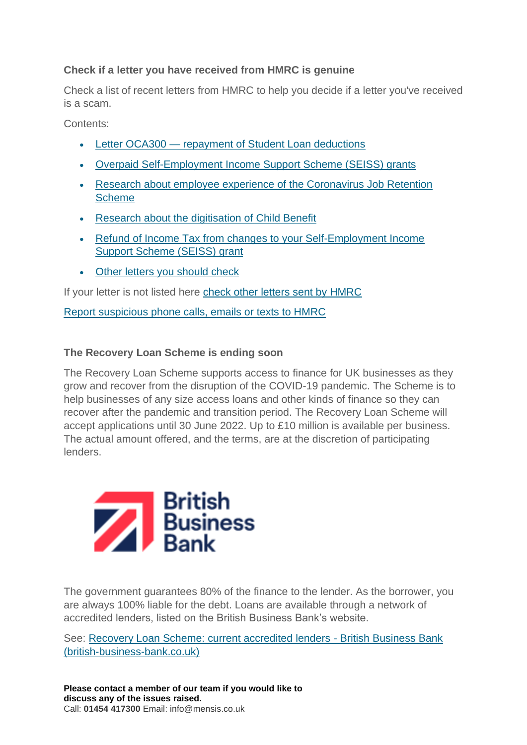### Check if a letter you have received from HMRC is genuine

Check a list of recent letters from HMRC to help you decide if a letter you've received is a scam.

Contents:

- Letter OCA300 — repayment of Student Loan deductions
- Overpaid Self-Employment Income Support Scheme (SEISS) grants
- Research about employee experience of the Coronavirus Job Retention Scheme
- Research about the digitisation of Child Benefit
- Refund of Income Tax from changes to your Self-Employment Income Support Scheme (SEISS) grant
- Other letters you should check

If your letter is not listed here check other letters sent by HMRC

Report suspicious phone calls, emails or texts to HMRC

### The Recovery Loan Scheme is ending soon

The Recovery Loan Scheme supports access to finance for UK businesses as they grow and recover from the disruption of the COVID-19 pandemic. The Scheme is to help businesses of any size access loans and other kinds of finance so they can recover after the pandemic and transition period. The Recovery Loan Scheme will accept applications until 30 June 2022. Up to £10 million is available per business. The actual amount offered, and the terms, are at the discretion of participating lenders.

British Business Bank

The government guarantees 80% of the finance to the lender. As the borrower, you are always 100% liable for the debt. Loans are available through a network of accredited lenders, listed on the British Business Bank's website.

See: Recovery Loan Scheme: current accredited lenders - British Business Bank (british-business-bank.co.uk)

**Please contact a member of our team if you would like to discuss any of the issues raised.**
Call: **01454 417300** Email: info@mensis.co.uk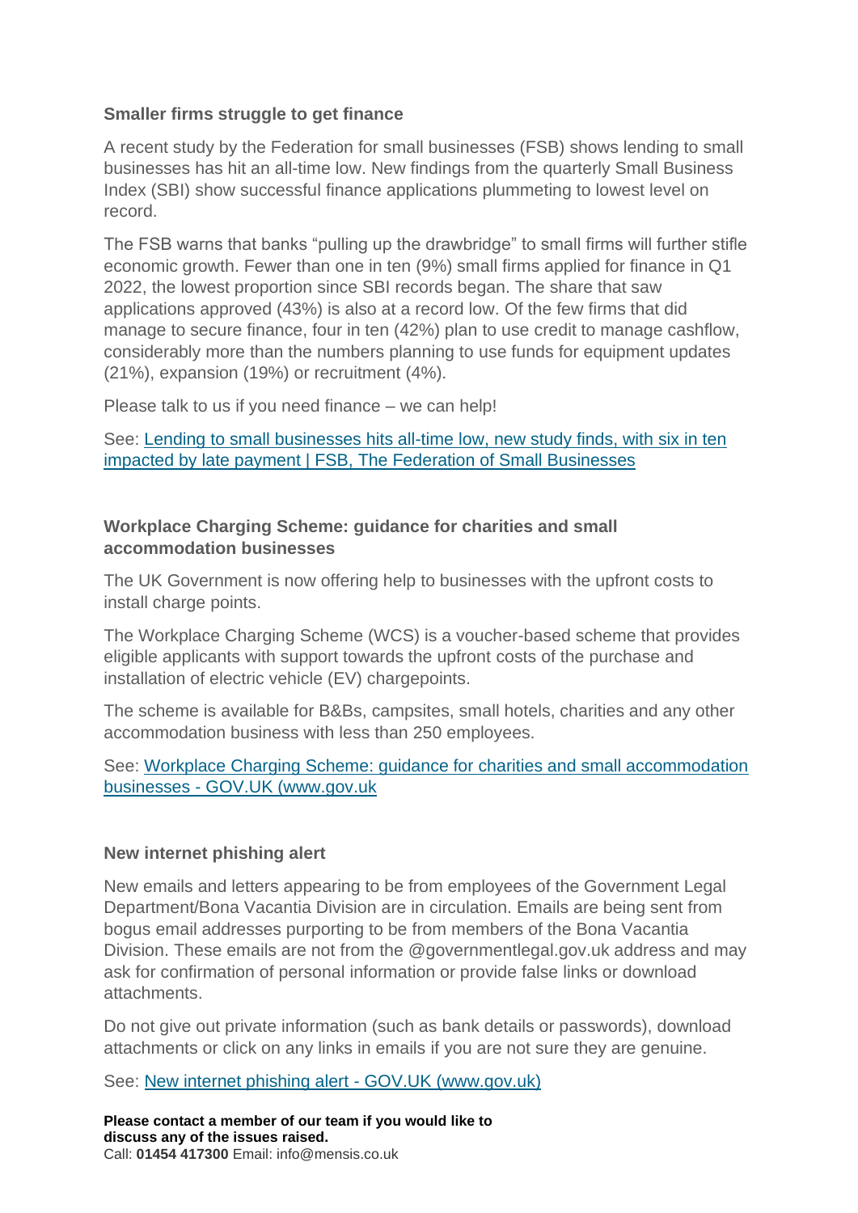### Smaller firms struggle to get finance

A recent study by the Federation for small businesses (FSB) shows lending to small businesses has hit an all-time low. New findings from the quarterly Small Business Index (SBI) show successful finance applications plummeting to lowest level on record.

The FSB warns that banks "pulling up the drawbridge" to small firms will further stifle economic growth. Fewer than one in ten (9%) small firms applied for finance in Q1 2022, the lowest proportion since SBI records began. The share that saw applications approved (43%) is also at a record low. Of the few firms that did manage to secure finance, four in ten (42%) plan to use credit to manage cashflow, considerably more than the numbers planning to use funds for equipment updates (21%), expansion (19%) or recruitment (4%).

Please talk to us if you need finance – we can help!

See: Lending to small businesses hits all-time low, new study finds, with six in ten impacted by late payment | FSB, The Federation of Small Businesses

### Workplace Charging Scheme: guidance for charities and small accommodation businesses

The UK Government is now offering help to businesses with the upfront costs to install charge points.

The Workplace Charging Scheme (WCS) is a voucher-based scheme that provides eligible applicants with support towards the upfront costs of the purchase and installation of electric vehicle (EV) chargepoints.

The scheme is available for B&Bs, campsites, small hotels, charities and any other accommodation business with less than 250 employees.

See: Workplace Charging Scheme: guidance for charities and small accommodation businesses - GOV.UK (www.gov.uk

### New internet phishing alert

New emails and letters appearing to be from employees of the Government Legal Department/Bona Vacantia Division are in circulation. Emails are being sent from bogus email addresses purporting to be from members of the Bona Vacantia Division. These emails are not from the @governmentlegal.gov.uk address and may ask for confirmation of personal information or provide false links or download attachments.

Do not give out private information (such as bank details or passwords), download attachments or click on any links in emails if you are not sure they are genuine.

See: New internet phishing alert - GOV.UK (www.gov.uk)

**Please contact a member of our team if you would like to discuss any of the issues raised.**
Call: **01454 417300** Email: info@mensis.co.uk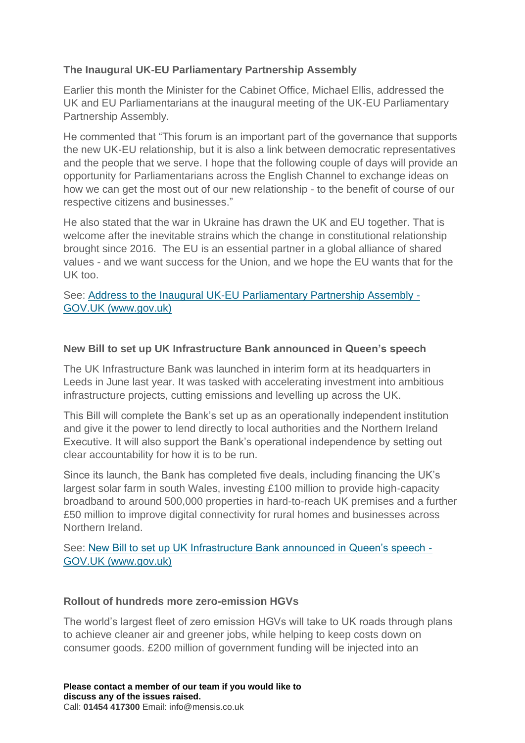### The Inaugural UK-EU Parliamentary Partnership Assembly

Earlier this month the Minister for the Cabinet Office, Michael Ellis, addressed the UK and EU Parliamentarians at the inaugural meeting of the UK-EU Parliamentary Partnership Assembly.

He commented that "This forum is an important part of the governance that supports the new UK-EU relationship, but it is also a link between democratic representatives and the people that we serve. I hope that the following couple of days will provide an opportunity for Parliamentarians across the English Channel to exchange ideas on how we can get the most out of our new relationship - to the benefit of course of our respective citizens and businesses."

He also stated that the war in Ukraine has drawn the UK and EU together. That is welcome after the inevitable strains which the change in constitutional relationship brought since 2016. The EU is an essential partner in a global alliance of shared values - and we want success for the Union, and we hope the EU wants that for the UK too.

See: [Address to the Inaugural UK-EU Parliamentary Partnership Assembly - GOV.UK (www.gov.uk)](www.gov.uk)

### New Bill to set up UK Infrastructure Bank announced in Queen's speech

The UK Infrastructure Bank was launched in interim form at its headquarters in Leeds in June last year. It was tasked with accelerating investment into ambitious infrastructure projects, cutting emissions and levelling up across the UK.

This Bill will complete the Bank's set up as an operationally independent institution and give it the power to lend directly to local authorities and the Northern Ireland Executive. It will also support the Bank's operational independence by setting out clear accountability for how it is to be run.

Since its launch, the Bank has completed five deals, including financing the UK's largest solar farm in south Wales, investing £100 million to provide high-capacity broadband to around 500,000 properties in hard-to-reach UK premises and a further £50 million to improve digital connectivity for rural homes and businesses across Northern Ireland.

See: [New Bill to set up UK Infrastructure Bank announced in Queen's speech - GOV.UK (www.gov.uk)](www.gov.uk)

### Rollout of hundreds more zero-emission HGVs

The world's largest fleet of zero emission HGVs will take to UK roads through plans to achieve cleaner air and greener jobs, while helping to keep costs down on consumer goods. £200 million of government funding will be injected into an

**Please contact a member of our team if you would like to discuss any of the issues raised.**
Call: **01454 417300** Email: info@mensis.co.uk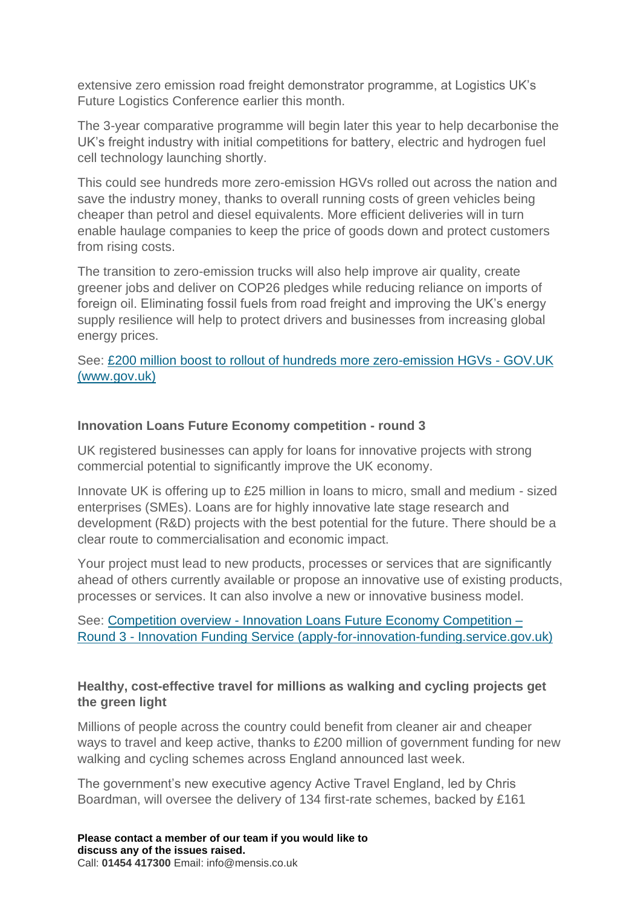extensive zero emission road freight demonstrator programme, at Logistics UK's Future Logistics Conference earlier this month.

The 3-year comparative programme will begin later this year to help decarbonise the UK's freight industry with initial competitions for battery, electric and hydrogen fuel cell technology launching shortly.

This could see hundreds more zero-emission HGVs rolled out across the nation and save the industry money, thanks to overall running costs of green vehicles being cheaper than petrol and diesel equivalents. More efficient deliveries will in turn enable haulage companies to keep the price of goods down and protect customers from rising costs.

The transition to zero-emission trucks will also help improve air quality, create greener jobs and deliver on COP26 pledges while reducing reliance on imports of foreign oil. Eliminating fossil fuels from road freight and improving the UK's energy supply resilience will help to protect drivers and businesses from increasing global energy prices.

See: [£200 million boost to rollout of hundreds more zero-emission HGVs - GOV.UK (www.gov.uk)]()

**Innovation Loans Future Economy competition - round 3**

UK registered businesses can apply for loans for innovative projects with strong commercial potential to significantly improve the UK economy.

Innovate UK is offering up to £25 million in loans to micro, small and medium - sized enterprises (SMEs). Loans are for highly innovative late stage research and development (R&D) projects with the best potential for the future. There should be a clear route to commercialisation and economic impact.

Your project must lead to new products, processes or services that are significantly ahead of others currently available or propose an innovative use of existing products, processes or services. It can also involve a new or innovative business model.

See: [Competition overview - Innovation Loans Future Economy Competition – Round 3 - Innovation Funding Service (apply-for-innovation-funding.service.gov.uk)]()

**Healthy, cost-effective travel for millions as walking and cycling projects get the green light**

Millions of people across the country could benefit from cleaner air and cheaper ways to travel and keep active, thanks to £200 million of government funding for new walking and cycling schemes across England announced last week.

The government's new executive agency Active Travel England, led by Chris Boardman, will oversee the delivery of 134 first-rate schemes, backed by £161

**Please contact a member of our team if you would like to discuss any of the issues raised.**
Call: **01454 417300** Email: info@mensis.co.uk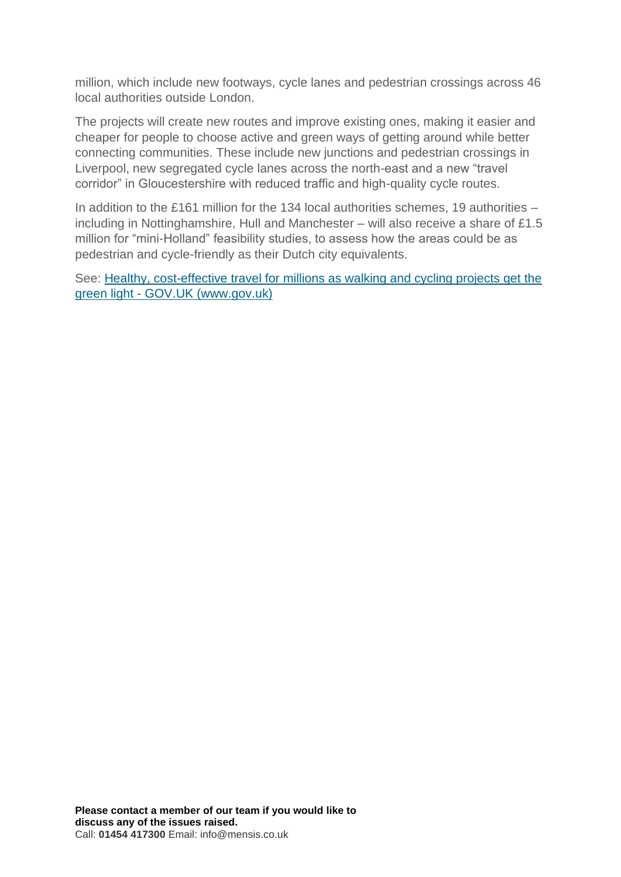million, which include new footways, cycle lanes and pedestrian crossings across 46 local authorities outside London.

The projects will create new routes and improve existing ones, making it easier and cheaper for people to choose active and green ways of getting around while better connecting communities. These include new junctions and pedestrian crossings in Liverpool, new segregated cycle lanes across the north-east and a new "travel corridor" in Gloucestershire with reduced traffic and high-quality cycle routes.

In addition to the £161 million for the 134 local authorities schemes, 19 authorities – including in Nottinghamshire, Hull and Manchester – will also receive a share of £1.5 million for "mini-Holland" feasibility studies, to assess how the areas could be as pedestrian and cycle-friendly as their Dutch city equivalents.

See: [Healthy, cost-effective travel for millions as walking and cycling projects get the green light - GOV.UK (www.gov.uk)]

**Please contact a member of our team if you would like to discuss any of the issues raised.**
Call: **01454 417300** Email: info@mensis.co.uk